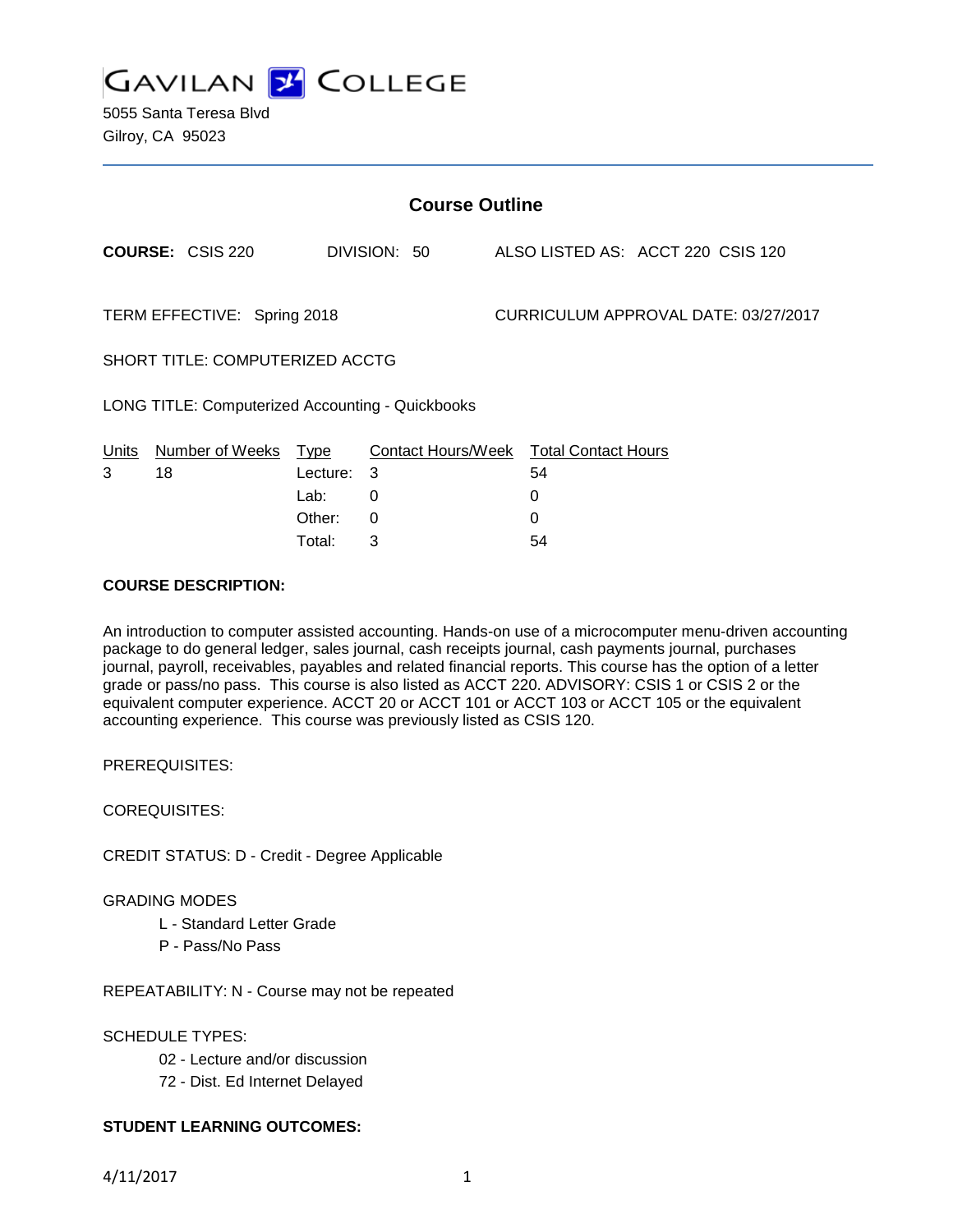# GAVILAN COLLEGE

5055 Santa Teresa Blvd
Gilroy, CA 95023

## Course Outline

**COURSE:** CSIS 220 DIVISION: 50 ALSO LISTED AS: ACCT 220 CSIS 120

TERM EFFECTIVE: Spring 2018 CURRICULUM APPROVAL DATE: 03/27/2017

SHORT TITLE: COMPUTERIZED ACCTG

LONG TITLE: Computerized Accounting - Quickbooks

| Units | Number of Weeks | Type | Contact Hours/Week | Total Contact Hours |
|---|---|---|---|---|
| 3 | 18 | Lecture: | 3 | 54 |
| | | Lab: | 0 | 0 |
| | | Other: | 0 | 0 |
| | | Total: | 3 | 54 |

**COURSE DESCRIPTION:**

An introduction to computer assisted accounting. Hands-on use of a microcomputer menu-driven accounting package to do general ledger, sales journal, cash receipts journal, cash payments journal, purchases journal, payroll, receivables, payables and related financial reports. This course has the option of a letter grade or pass/no pass. This course is also listed as ACCT 220. ADVISORY: CSIS 1 or CSIS 2 or the equivalent computer experience. ACCT 20 or ACCT 101 or ACCT 103 or ACCT 105 or the equivalent accounting experience. This course was previously listed as CSIS 120.

PREREQUISITES:

COREQUISITES:

CREDIT STATUS: D - Credit - Degree Applicable

GRADING MODES

- L - Standard Letter Grade
- P - Pass/No Pass

REPEATABILITY: N - Course may not be repeated

SCHEDULE TYPES:

- 02 - Lecture and/or discussion
- 72 - Dist. Ed Internet Delayed

**STUDENT LEARNING OUTCOMES:**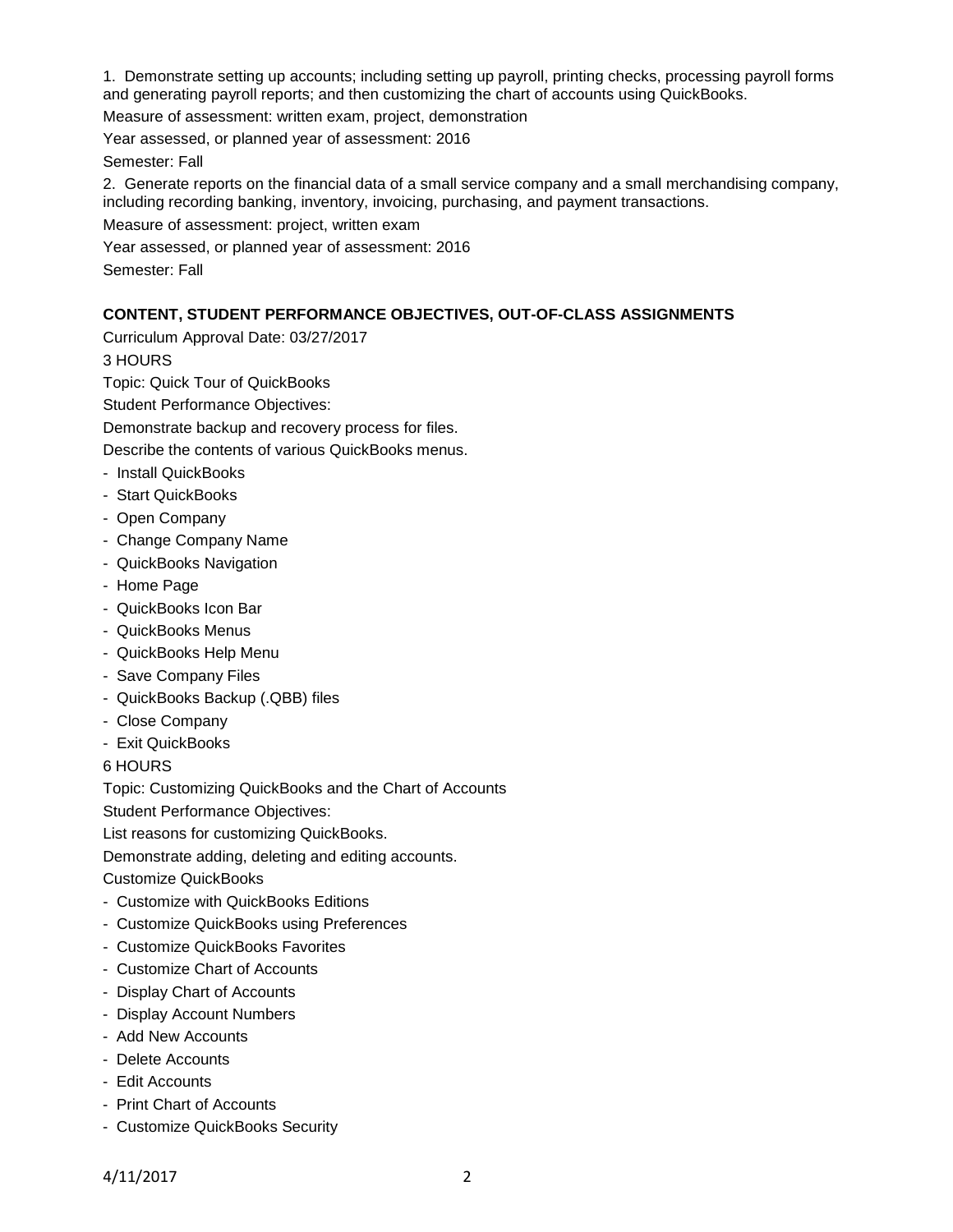1. Demonstrate setting up accounts; including setting up payroll, printing checks, processing payroll forms and generating payroll reports; and then customizing the chart of accounts using QuickBooks.

Measure of assessment: written exam, project, demonstration

Year assessed, or planned year of assessment: 2016

Semester: Fall

2. Generate reports on the financial data of a small service company and a small merchandising company, including recording banking, inventory, invoicing, purchasing, and payment transactions.

Measure of assessment: project, written exam

Year assessed, or planned year of assessment: 2016

Semester: Fall

**CONTENT, STUDENT PERFORMANCE OBJECTIVES, OUT-OF-CLASS ASSIGNMENTS**

Curriculum Approval Date: 03/27/2017

3 HOURS

Topic: Quick Tour of QuickBooks

Student Performance Objectives:

Demonstrate backup and recovery process for files.

Describe the contents of various QuickBooks menus.

- Install QuickBooks
- Start QuickBooks
- Open Company
- Change Company Name
- QuickBooks Navigation
- Home Page
- QuickBooks Icon Bar
- QuickBooks Menus
- QuickBooks Help Menu
- Save Company Files
- QuickBooks Backup (.QBB) files
- Close Company
- Exit QuickBooks

6 HOURS

Topic: Customizing QuickBooks and the Chart of Accounts

Student Performance Objectives:

List reasons for customizing QuickBooks.

Demonstrate adding, deleting and editing accounts.

Customize QuickBooks

- Customize with QuickBooks Editions
- Customize QuickBooks using Preferences
- Customize QuickBooks Favorites
- Customize Chart of Accounts
- Display Chart of Accounts
- Display Account Numbers
- Add New Accounts
- Delete Accounts
- Edit Accounts
- Print Chart of Accounts
- Customize QuickBooks Security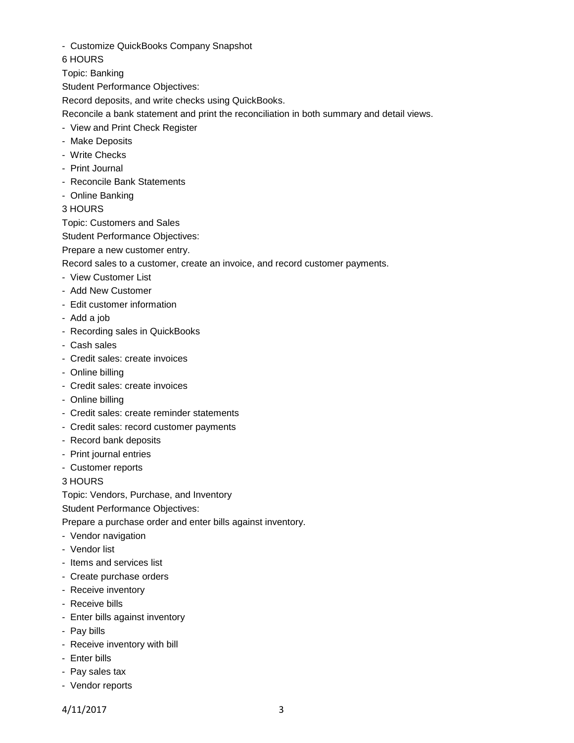- Customize QuickBooks Company Snapshot

6 HOURS

Topic: Banking

Student Performance Objectives:

Record deposits, and write checks using QuickBooks.

Reconcile a bank statement and print the reconciliation in both summary and detail views.

- View and Print Check Register
- Make Deposits
- Write Checks
- Print Journal
- Reconcile Bank Statements
- Online Banking

3 HOURS

Topic: Customers and Sales

Student Performance Objectives:

Prepare a new customer entry.

Record sales to a customer, create an invoice, and record customer payments.

- View Customer List
- Add New Customer
- Edit customer information
- Add a job
- Recording sales in QuickBooks
- Cash sales
- Credit sales: create invoices
- Online billing
- Credit sales: create invoices
- Online billing
- Credit sales: create reminder statements
- Credit sales: record customer payments
- Record bank deposits
- Print journal entries
- Customer reports

3 HOURS

Topic: Vendors, Purchase, and Inventory

Student Performance Objectives:

Prepare a purchase order and enter bills against inventory.

- Vendor navigation
- Vendor list
- Items and services list
- Create purchase orders
- Receive inventory
- Receive bills
- Enter bills against inventory
- Pay bills
- Receive inventory with bill
- Enter bills
- Pay sales tax
- Vendor reports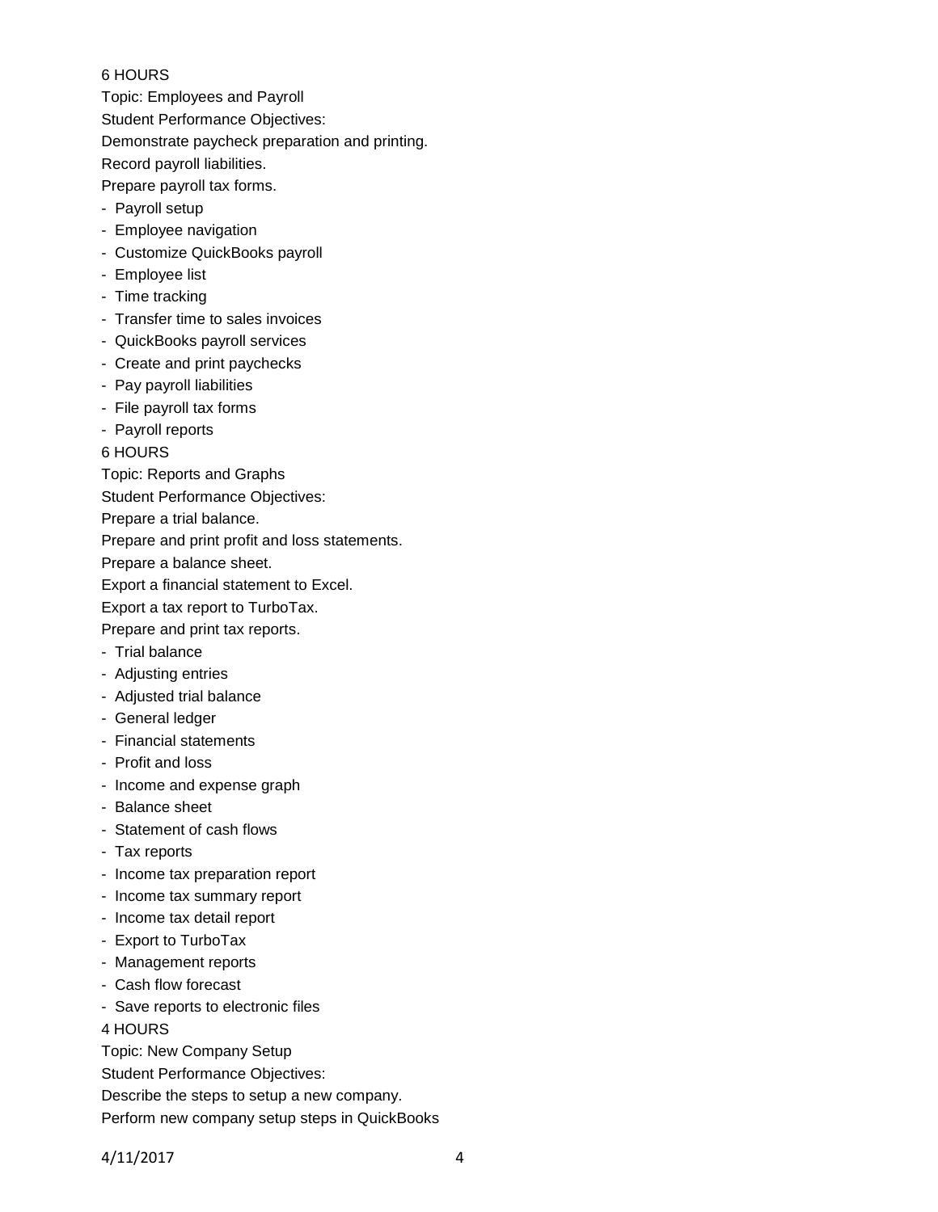6 HOURS

Topic: Employees and Payroll

Student Performance Objectives:

Demonstrate paycheck preparation and printing.

Record payroll liabilities.

Prepare payroll tax forms.

- Payroll setup
- Employee navigation
- Customize QuickBooks payroll
- Employee list
- Time tracking
- Transfer time to sales invoices
- QuickBooks payroll services
- Create and print paychecks
- Pay payroll liabilities
- File payroll tax forms
- Payroll reports

6 HOURS

Topic: Reports and Graphs

Student Performance Objectives:

Prepare a trial balance.

Prepare and print profit and loss statements.

Prepare a balance sheet.

Export a financial statement to Excel.

Export a tax report to TurboTax.

Prepare and print tax reports.

- Trial balance
- Adjusting entries
- Adjusted trial balance
- General ledger
- Financial statements
- Profit and loss
- Income and expense graph
- Balance sheet
- Statement of cash flows
- Tax reports
- Income tax preparation report
- Income tax summary report
- Income tax detail report
- Export to TurboTax
- Management reports
- Cash flow forecast
- Save reports to electronic files

4 HOURS

Topic: New Company Setup

Student Performance Objectives:

Describe the steps to setup a new company.

Perform new company setup steps in QuickBooks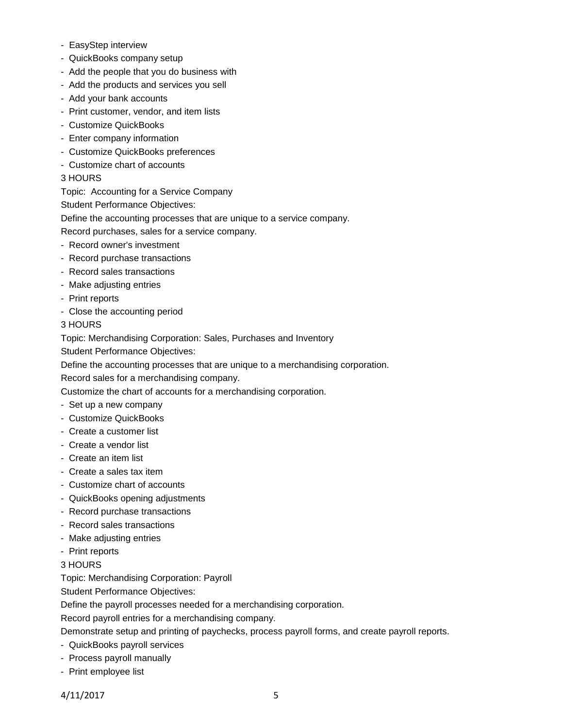- EasyStep interview
- QuickBooks company setup
- Add the people that you do business with
- Add the products and services you sell
- Add your bank accounts
- Print customer, vendor, and item lists
- Customize QuickBooks
- Enter company information
- Customize QuickBooks preferences
- Customize chart of accounts

3 HOURS

Topic: Accounting for a Service Company

Student Performance Objectives:

Define the accounting processes that are unique to a service company.

Record purchases, sales for a service company.

- Record owner's investment
- Record purchase transactions
- Record sales transactions
- Make adjusting entries
- Print reports
- Close the accounting period

3 HOURS

Topic: Merchandising Corporation: Sales, Purchases and Inventory

Student Performance Objectives:

Define the accounting processes that are unique to a merchandising corporation.

Record sales for a merchandising company.

Customize the chart of accounts for a merchandising corporation.

- Set up a new company
- Customize QuickBooks
- Create a customer list
- Create a vendor list
- Create an item list
- Create a sales tax item
- Customize chart of accounts
- QuickBooks opening adjustments
- Record purchase transactions
- Record sales transactions
- Make adjusting entries
- Print reports

3 HOURS

Topic: Merchandising Corporation: Payroll

Student Performance Objectives:

Define the payroll processes needed for a merchandising corporation.

Record payroll entries for a merchandising company.

Demonstrate setup and printing of paychecks, process payroll forms, and create payroll reports.

- QuickBooks payroll services
- Process payroll manually
- Print employee list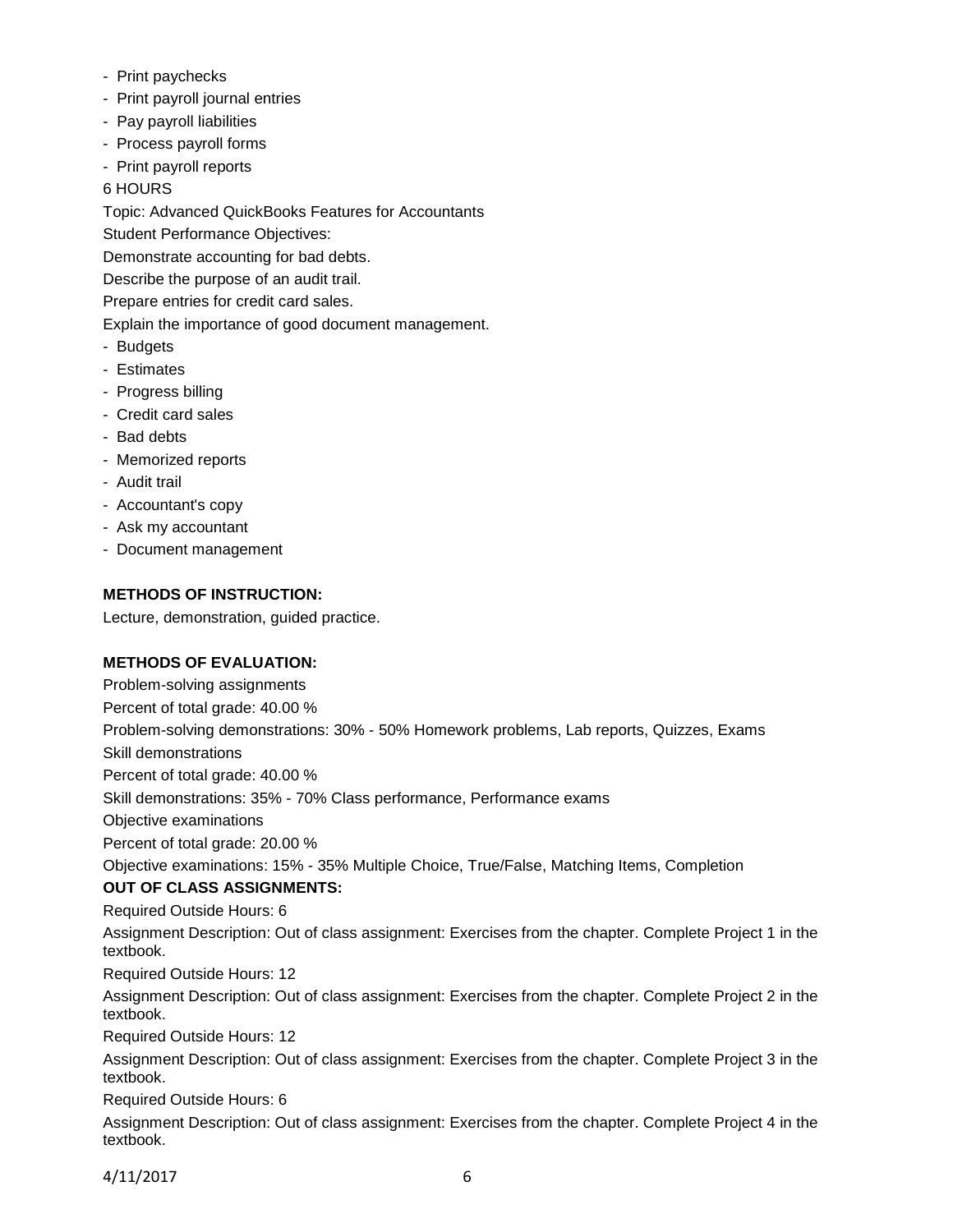- Print paychecks
- Print payroll journal entries
- Pay payroll liabilities
- Process payroll forms
- Print payroll reports

6 HOURS

Topic: Advanced QuickBooks Features for Accountants

Student Performance Objectives:

Demonstrate accounting for bad debts.

Describe the purpose of an audit trail.

Prepare entries for credit card sales.

Explain the importance of good document management.

- Budgets
- Estimates
- Progress billing
- Credit card sales
- Bad debts
- Memorized reports
- Audit trail
- Accountant's copy
- Ask my accountant
- Document management

**METHODS OF INSTRUCTION:**

Lecture, demonstration, guided practice.

**METHODS OF EVALUATION:**

Problem-solving assignments

Percent of total grade: 40.00 %

Problem-solving demonstrations: 30% - 50% Homework problems, Lab reports, Quizzes, Exams

Skill demonstrations

Percent of total grade: 40.00 %

Skill demonstrations: 35% - 70% Class performance, Performance exams

Objective examinations

Percent of total grade: 20.00 %

Objective examinations: 15% - 35% Multiple Choice, True/False, Matching Items, Completion

**OUT OF CLASS ASSIGNMENTS:**

Required Outside Hours: 6

Assignment Description: Out of class assignment: Exercises from the chapter. Complete Project 1 in the textbook.

Required Outside Hours: 12

Assignment Description: Out of class assignment: Exercises from the chapter. Complete Project 2 in the textbook.

Required Outside Hours: 12

Assignment Description: Out of class assignment: Exercises from the chapter. Complete Project 3 in the textbook.

Required Outside Hours: 6

Assignment Description: Out of class assignment: Exercises from the chapter. Complete Project 4 in the textbook.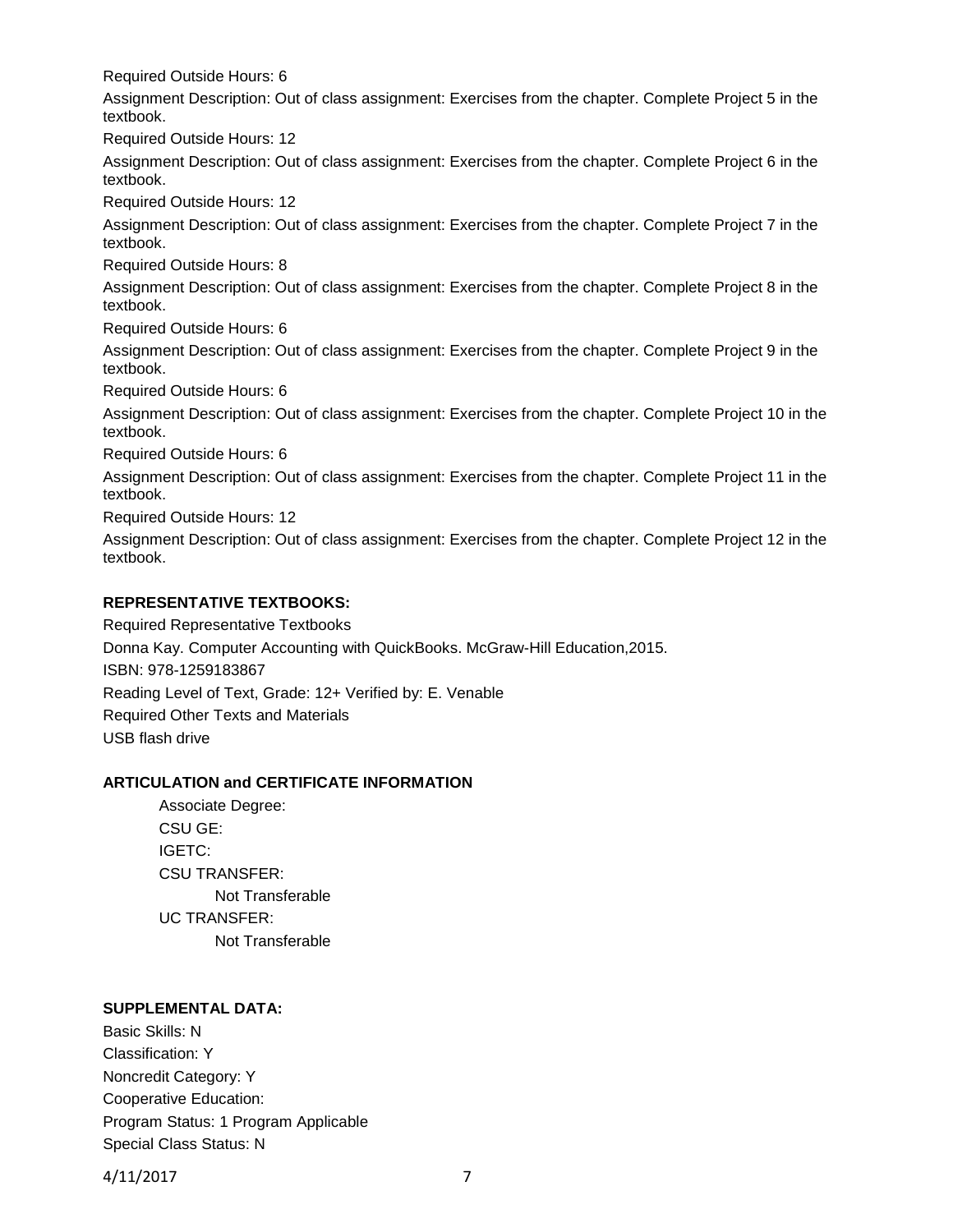Required Outside Hours: 6

Assignment Description: Out of class assignment: Exercises from the chapter. Complete Project 5 in the textbook.

Required Outside Hours: 12

Assignment Description: Out of class assignment: Exercises from the chapter. Complete Project 6 in the textbook.

Required Outside Hours: 12

Assignment Description: Out of class assignment: Exercises from the chapter. Complete Project 7 in the textbook.

Required Outside Hours: 8

Assignment Description: Out of class assignment: Exercises from the chapter. Complete Project 8 in the textbook.

Required Outside Hours: 6

Assignment Description: Out of class assignment: Exercises from the chapter. Complete Project 9 in the textbook.

Required Outside Hours: 6

Assignment Description: Out of class assignment: Exercises from the chapter. Complete Project 10 in the textbook.

Required Outside Hours: 6

Assignment Description: Out of class assignment: Exercises from the chapter. Complete Project 11 in the textbook.

Required Outside Hours: 12

Assignment Description: Out of class assignment: Exercises from the chapter. Complete Project 12 in the textbook.

**REPRESENTATIVE TEXTBOOKS:**

Required Representative Textbooks

Donna Kay. Computer Accounting with QuickBooks. McGraw-Hill Education,2015.

ISBN: 978-1259183867

Reading Level of Text, Grade: 12+ Verified by: E. Venable

Required Other Texts and Materials

USB flash drive

**ARTICULATION and CERTIFICATE INFORMATION**

Associate Degree:

CSU GE:

IGETC:

CSU TRANSFER:

Not Transferable

UC TRANSFER:

Not Transferable

**SUPPLEMENTAL DATA:**

Basic Skills: N

Classification: Y

Noncredit Category: Y

Cooperative Education:

Program Status: 1 Program Applicable

Special Class Status: N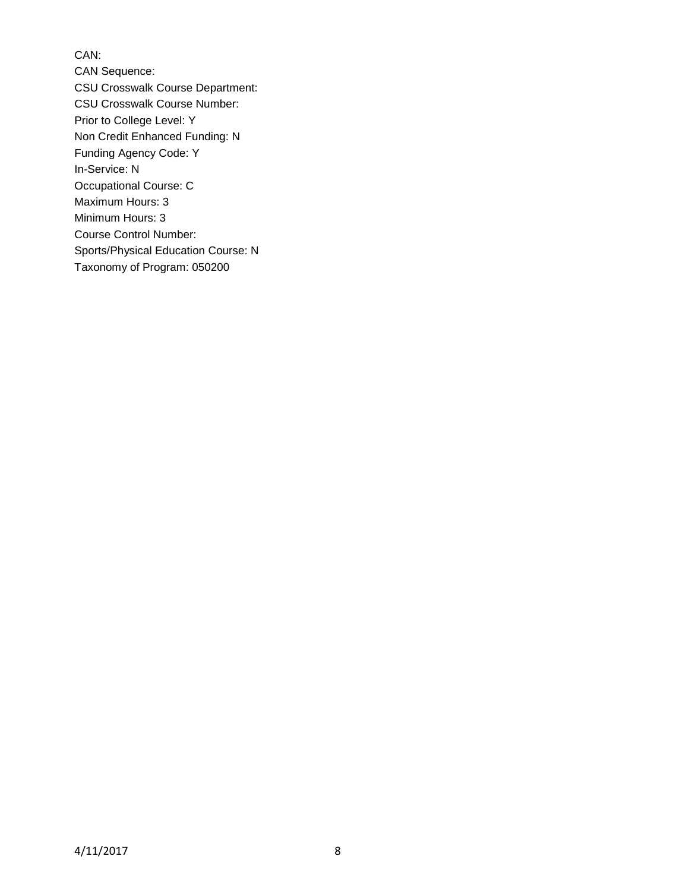CAN:
CAN Sequence:
CSU Crosswalk Course Department:
CSU Crosswalk Course Number:
Prior to College Level: Y
Non Credit Enhanced Funding: N
Funding Agency Code: Y
In-Service: N
Occupational Course: C
Maximum Hours: 3
Minimum Hours: 3
Course Control Number:
Sports/Physical Education Course: N
Taxonomy of Program: 050200